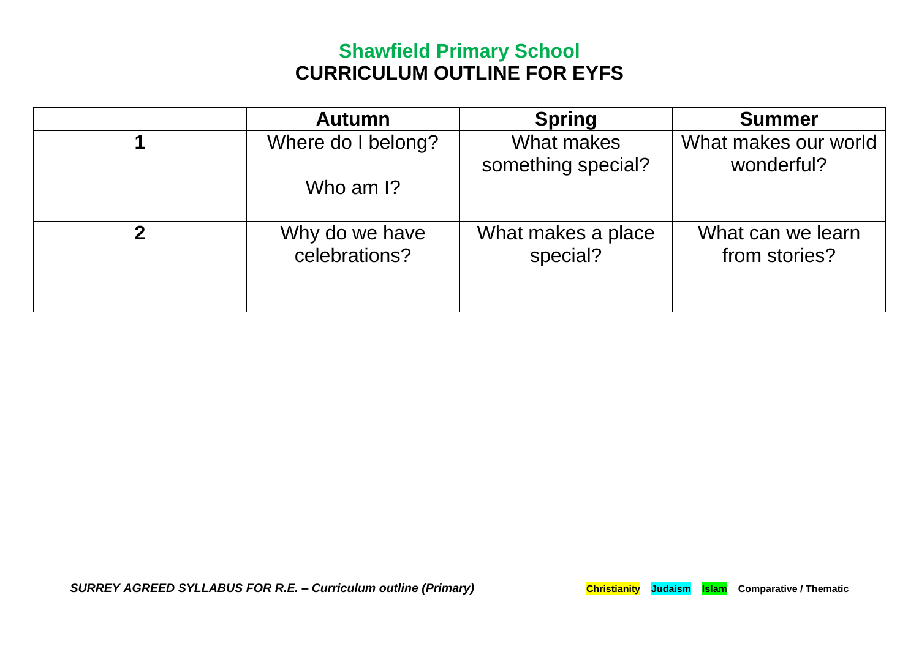# Shawfield Primary School
## CURRICULUM OUTLINE FOR EYFS

| | Autumn | Spring | Summer |
|---|---|---|---|
| **1** | Where do I belong?<br><br>Who am I? | What makes something special? | What makes our world wonderful? |
| **2** | Why do we have celebrations? | What makes a place special? | What can we learn from stories? |

***SURREY AGREED SYLLABUS FOR R.E. – Curriculum outline (Primary)***

**Christianity** **Judaism** **Islam** **Comparative / Thematic**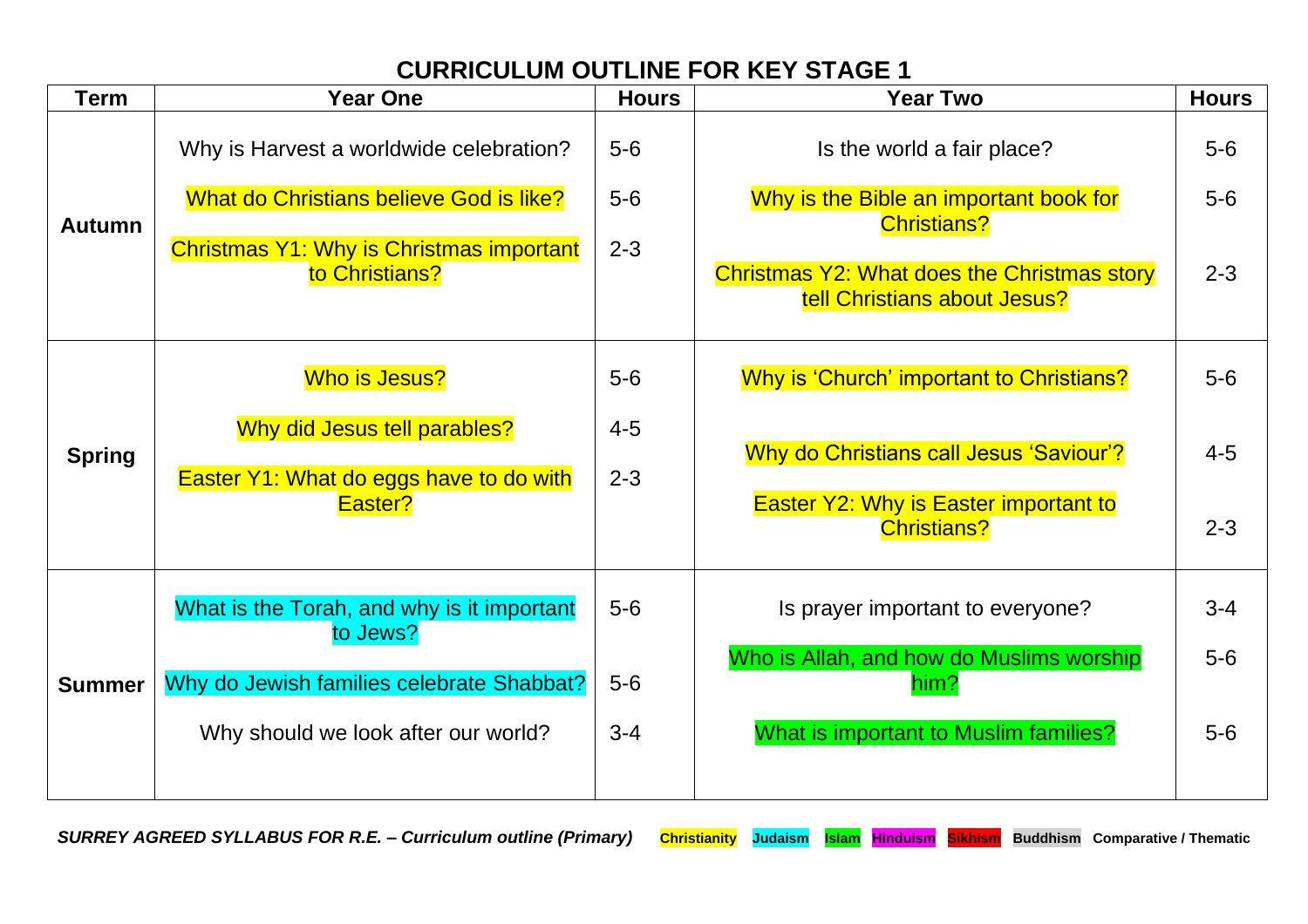# CURRICULUM OUTLINE FOR KEY STAGE 1

| Term | Year One | Hours | Year Two | Hours |
|---|---|---|---|---|
| **Autumn** | Why is Harvest a worldwide celebration? | 5-6 | Is the world a fair place? | 5-6 |
| | What do Christians believe God is like? | 5-6 | Why is the Bible an important book for Christians? | 5-6 |
| | Christmas Y1: Why is Christmas important to Christians? | 2-3 | Christmas Y2: What does the Christmas story tell Christians about Jesus? | 2-3 |
| **Spring** | Who is Jesus? | 5-6 | Why is 'Church' important to Christians? | 5-6 |
| | Why did Jesus tell parables? | 4-5 | Why do Christians call Jesus 'Saviour'? | 4-5 |
| | Easter Y1: What do eggs have to do with Easter? | 2-3 | Easter Y2: Why is Easter important to Christians? | 2-3 |
| **Summer** | What is the Torah, and why is it important to Jews? | 5-6 | Is prayer important to everyone? | 3-4 |
| | Why do Jewish families celebrate Shabbat? | 5-6 | Who is Allah, and how do Muslims worship him? | 5-6 |
| | Why should we look after our world? | 3-4 | What is important to Muslim families? | 5-6 |

***SURREY AGREED SYLLABUS FOR R.E. – Curriculum outline (Primary)***

Key: **Christianity** **Judaism** **Islam** **Hinduism** **Sikhism** **Buddhism** **Comparative / Thematic**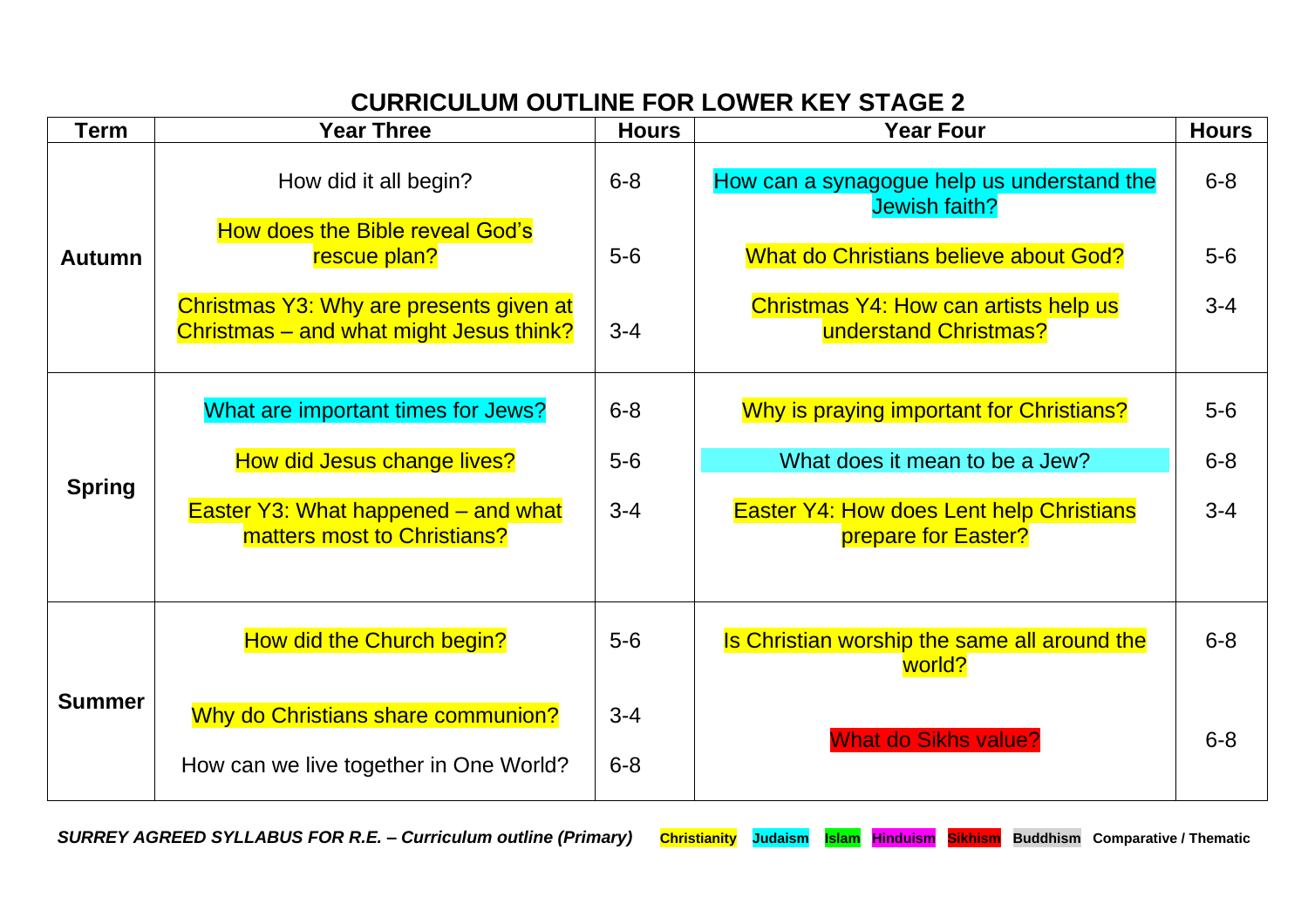# CURRICULUM OUTLINE FOR LOWER KEY STAGE 2

| Term | Year Three | Hours | Year Four | Hours |
|---|---|---|---|---|
| Autumn | How did it all begin? | 6-8 | How can a synagogue help us understand the Jewish faith? | 6-8 |
| | How does the Bible reveal God's rescue plan? | 5-6 | What do Christians believe about God? | 5-6 |
| | Christmas Y3: Why are presents given at Christmas – and what might Jesus think? | 3-4 | Christmas Y4: How can artists help us understand Christmas? | 3-4 |
| Spring | What are important times for Jews? | 6-8 | Why is praying important for Christians? | 5-6 |
| | How did Jesus change lives? | 5-6 | What does it mean to be a Jew? | 6-8 |
| | Easter Y3: What happened – and what matters most to Christians? | 3-4 | Easter Y4: How does Lent help Christians prepare for Easter? | 3-4 |
| Summer | How did the Church begin? | 5-6 | Is Christian worship the same all around the world? | 6-8 |
| | Why do Christians share communion? | 3-4 | What do Sikhs value? | 6-8 |
| | How can we live together in One World? | 6-8 | | |

*SURREY AGREED SYLLABUS FOR R.E. – Curriculum outline (Primary)*

**Christianity** **Judaism** **Islam** **Hinduism** **Sikhism** **Buddhism** **Comparative / Thematic**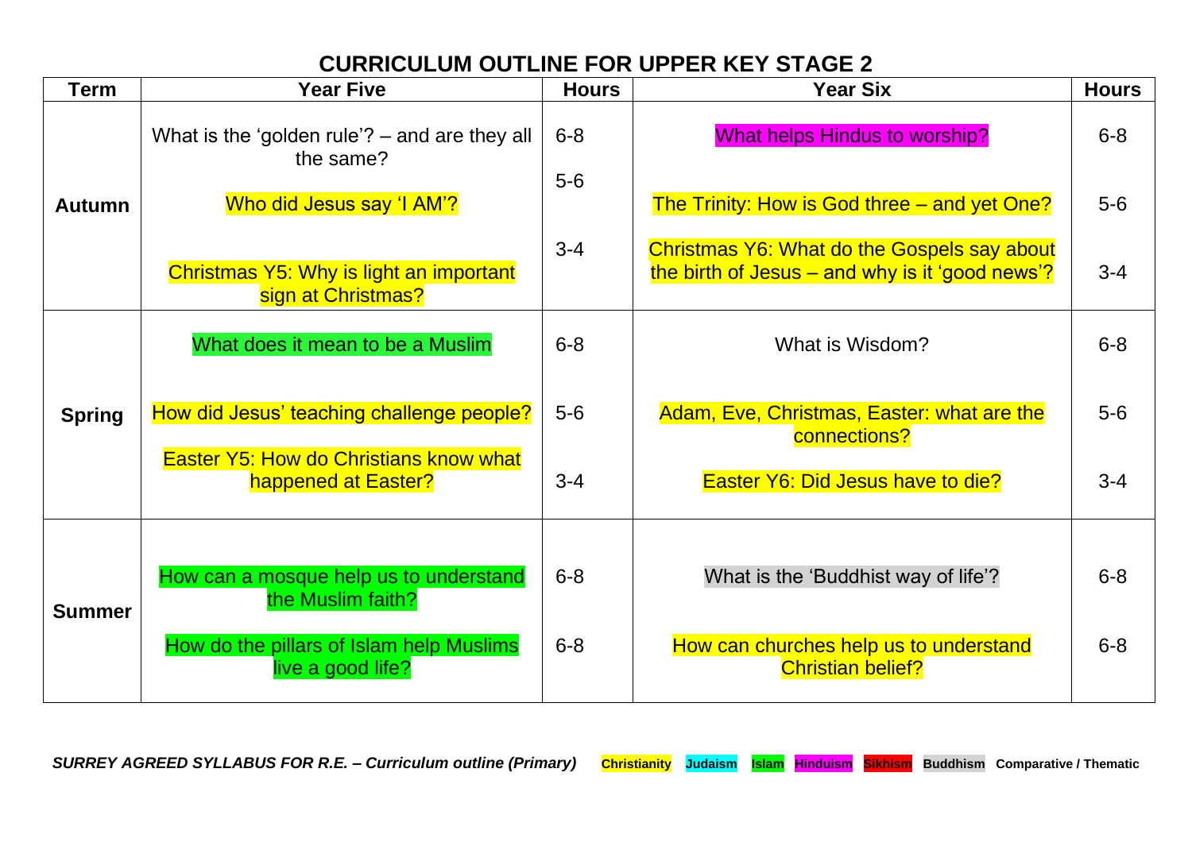# CURRICULUM OUTLINE FOR UPPER KEY STAGE 2

| Term | Year Five | Hours | Year Six | Hours |
|---|---|---|---|---|
| **Autumn** | What is the 'golden rule'? – and are they all the same? | 6-8 | What helps Hindus to worship? | 6-8 |
| | Who did Jesus say 'I AM'? | 5-6 | The Trinity: How is God three – and yet One? | 5-6 |
| | Christmas Y5: Why is light an important sign at Christmas? | 3-4 | Christmas Y6: What do the Gospels say about the birth of Jesus – and why is it 'good news'? | 3-4 |
| **Spring** | What does it mean to be a Muslim | 6-8 | What is Wisdom? | 6-8 |
| | How did Jesus' teaching challenge people? | 5-6 | Adam, Eve, Christmas, Easter: what are the connections? | 5-6 |
| | Easter Y5: How do Christians know what happened at Easter? | 3-4 | Easter Y6: Did Jesus have to die? | 3-4 |
| **Summer** | How can a mosque help us to understand the Muslim faith? | 6-8 | What is the 'Buddhist way of life'? | 6-8 |
| | How do the pillars of Islam help Muslims live a good life? | 6-8 | How can churches help us to understand Christian belief? | 6-8 |